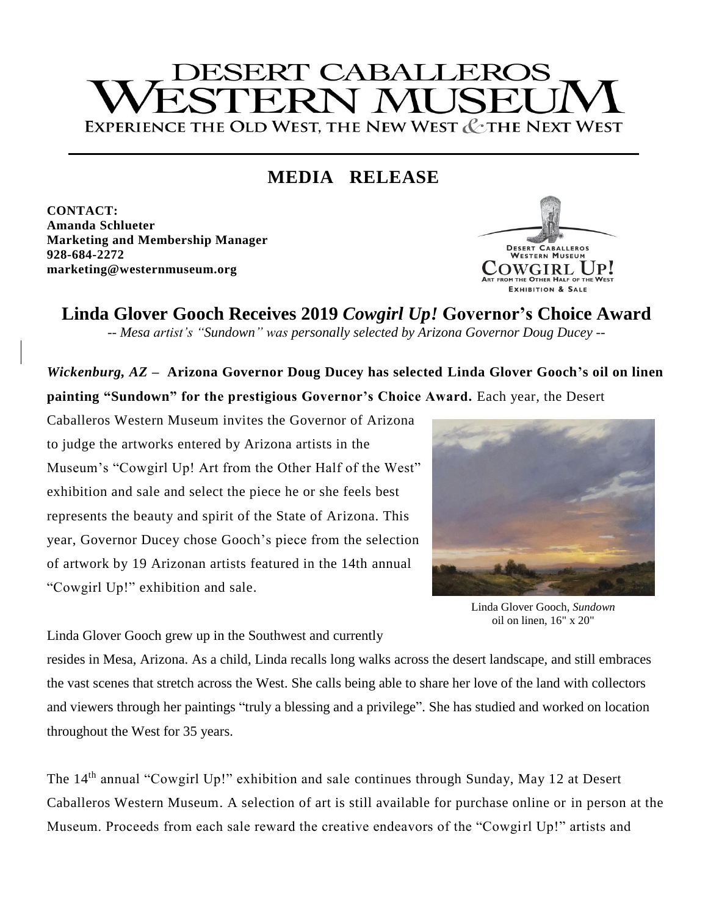# DESERT CABALLEROS WESTERN MUSEUM

EXPERIENCE THE OLD WEST, THE NEW WEST & THE NEXT WEST

## MEDIA RELEASE

**CONTACT:**
**Amanda Schlueter**
**Marketing and Membership Manager**
**928-684-2272**
**marketing@westernmuseum.org**

DESERT CABALLEROS WESTERN MUSEUM COWGIRL UP! ART FROM THE OTHER HALF OF THE WEST EXHIBITION & SALE

## Linda Glover Gooch Receives 2019 *Cowgirl Up!* Governor's Choice Award

*-- Mesa artist's "Sundown" was personally selected by Arizona Governor Doug Ducey --*

***Wickenburg, AZ* – Arizona Governor Doug Ducey has selected Linda Glover Gooch's oil on linen painting "Sundown" for the prestigious Governor's Choice Award.** Each year, the Desert Caballeros Western Museum invites the Governor of Arizona to judge the artworks entered by Arizona artists in the Museum's "Cowgirl Up! Art from the Other Half of the West" exhibition and sale and select the piece he or she feels best represents the beauty and spirit of the State of Arizona. This year, Governor Ducey chose Gooch's piece from the selection of artwork by 19 Arizonan artists featured in the 14th annual "Cowgirl Up!" exhibition and sale.

Linda Glover Gooch, *Sundown*
oil on linen, 16" x 20"

Linda Glover Gooch grew up in the Southwest and currently resides in Mesa, Arizona. As a child, Linda recalls long walks across the desert landscape, and still embraces the vast scenes that stretch across the West. She calls being able to share her love of the land with collectors and viewers through her paintings "truly a blessing and a privilege". She has studied and worked on location throughout the West for 35 years.

The 14th annual "Cowgirl Up!" exhibition and sale continues through Sunday, May 12 at Desert Caballeros Western Museum. A selection of art is still available for purchase online or in person at the Museum. Proceeds from each sale reward the creative endeavors of the "Cowgirl Up!" artists and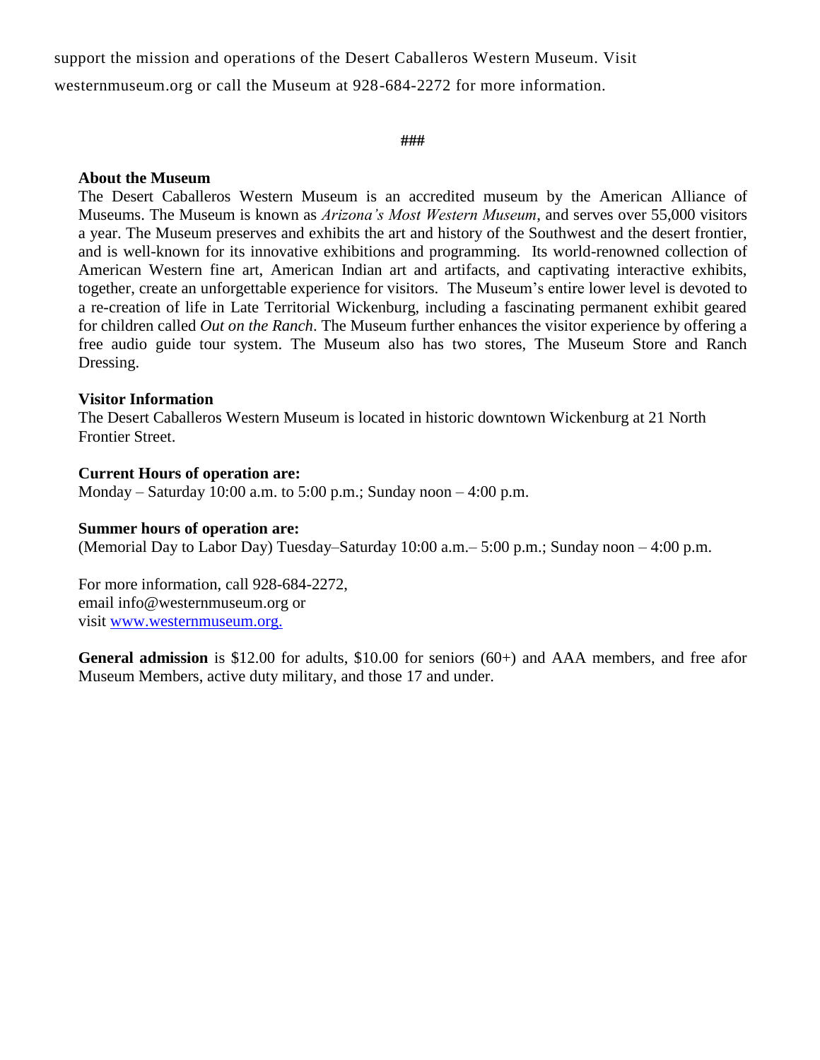support the mission and operations of the Desert Caballeros Western Museum. Visit westernmuseum.org or call the Museum at 928-684-2272 for more information.

###

**About the Museum**
The Desert Caballeros Western Museum is an accredited museum by the American Alliance of Museums. The Museum is known as *Arizona's Most Western Museum*, and serves over 55,000 visitors a year. The Museum preserves and exhibits the art and history of the Southwest and the desert frontier, and is well-known for its innovative exhibitions and programming. Its world-renowned collection of American Western fine art, American Indian art and artifacts, and captivating interactive exhibits, together, create an unforgettable experience for visitors. The Museum's entire lower level is devoted to a re-creation of life in Late Territorial Wickenburg, including a fascinating permanent exhibit geared for children called *Out on the Ranch*. The Museum further enhances the visitor experience by offering a free audio guide tour system. The Museum also has two stores, The Museum Store and Ranch Dressing.

**Visitor Information**
The Desert Caballeros Western Museum is located in historic downtown Wickenburg at 21 North Frontier Street.

**Current Hours of operation are:**
Monday – Saturday 10:00 a.m. to 5:00 p.m.; Sunday noon – 4:00 p.m.

**Summer hours of operation are:**
(Memorial Day to Labor Day) Tuesday–Saturday 10:00 a.m.– 5:00 p.m.; Sunday noon – 4:00 p.m.

For more information, call 928-684-2272,
email info@westernmuseum.org or
visit www.westernmuseum.org.

**General admission** is $12.00 for adults, $10.00 for seniors (60+) and AAA members, and free afor Museum Members, active duty military, and those 17 and under.